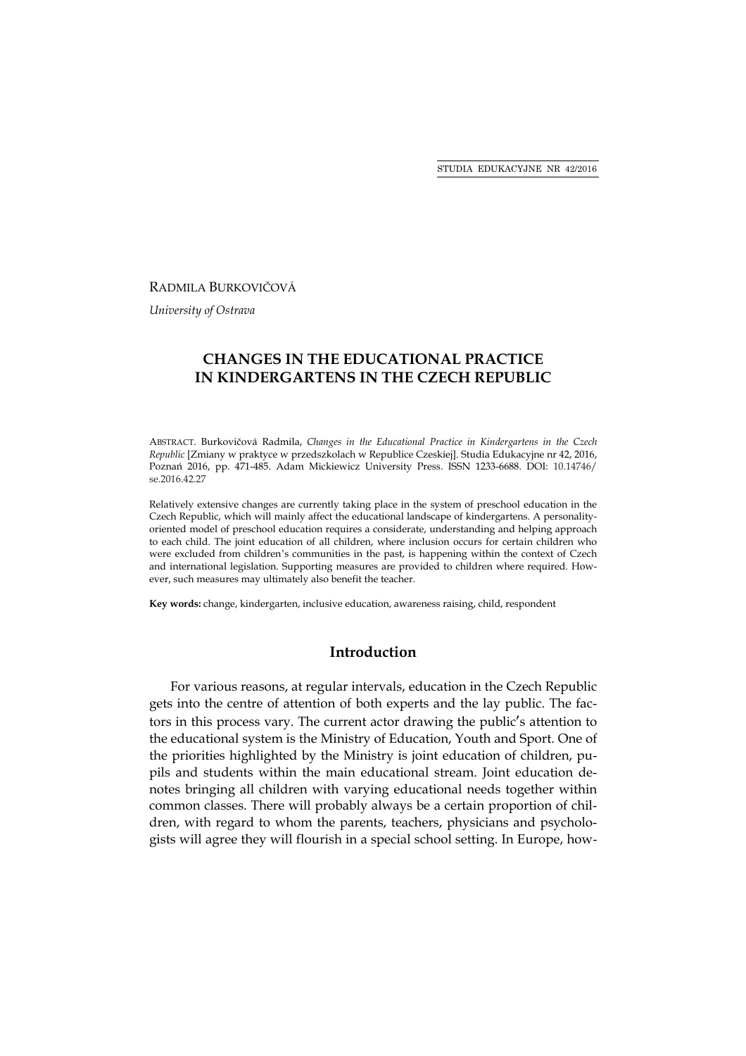RADMILA BURKOVIČOVÁ

*University of Ostrava*

# CHANGES IN THE EDUCATIONAL PRACTICE IN KINDERGARTENS IN THE CZECH REPUBLIC

ABSTRACT. Burkovičová Radmila, *Changes in the Educational Practice in Kindergartens in the Czech Republic* [Zmiany w praktyce w przedszkolach w Republice Czeskiej]. Studia Edukacyjne nr 42, 2016, Poznań 2016, pp. 471-485. Adam Mickiewicz University Press. ISSN 1233-6688. DOI: 10.14746/se.2016.42.27

Relatively extensive changes are currently taking place in the system of preschool education in the Czech Republic, which will mainly affect the educational landscape of kindergartens. A personality-oriented model of preschool education requires a considerate, understanding and helping approach to each child. The joint education of all children, where inclusion occurs for certain children who were excluded from children's communities in the past, is happening within the context of Czech and international legislation. Supporting measures are provided to children where required. However, such measures may ultimately also benefit the teacher.

**Key words:** change, kindergarten, inclusive education, awareness raising, child, respondent

## Introduction

For various reasons, at regular intervals, education in the Czech Republic gets into the centre of attention of both experts and the lay public. The factors in this process vary. The current actor drawing the public's attention to the educational system is the Ministry of Education, Youth and Sport. One of the priorities highlighted by the Ministry is joint education of children, pupils and students within the main educational stream. Joint education denotes bringing all children with varying educational needs together within common classes. There will probably always be a certain proportion of children, with regard to whom the parents, teachers, physicians and psychologists will agree they will flourish in a special school setting. In Europe, how-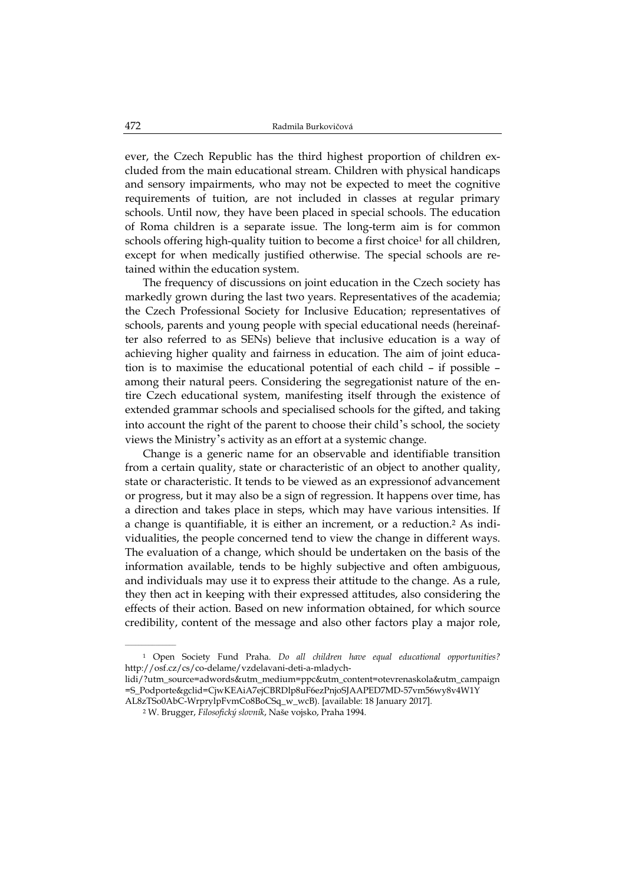ever, the Czech Republic has the third highest proportion of children excluded from the main educational stream. Children with physical handicaps and sensory impairments, who may not be expected to meet the cognitive requirements of tuition, are not included in classes at regular primary schools. Until now, they have been placed in special schools. The education of Roma children is a separate issue. The long-term aim is for common schools offering high-quality tuition to become a first choice[1] for all children, except for when medically justified otherwise. The special schools are retained within the education system.

The frequency of discussions on joint education in the Czech society has markedly grown during the last two years. Representatives of the academia; the Czech Professional Society for Inclusive Education; representatives of schools, parents and young people with special educational needs (hereinafter also referred to as SENs) believe that inclusive education is a way of achieving higher quality and fairness in education. The aim of joint education is to maximise the educational potential of each child – if possible – among their natural peers. Considering the segregationist nature of the entire Czech educational system, manifesting itself through the existence of extended grammar schools and specialised schools for the gifted, and taking into account the right of the parent to choose their child's school, the society views the Ministry's activity as an effort at a systemic change.

Change is a generic name for an observable and identifiable transition from a certain quality, state or characteristic of an object to another quality, state or characteristic. It tends to be viewed as an expressionof advancement or progress, but it may also be a sign of regression. It happens over time, has a direction and takes place in steps, which may have various intensities. If a change is quantifiable, it is either an increment, or a reduction.[2] As individualities, the people concerned tend to view the change in different ways. The evaluation of a change, which should be undertaken on the basis of the information available, tends to be highly subjective and often ambiguous, and individuals may use it to express their attitude to the change. As a rule, they then act in keeping with their expressed attitudes, also considering the effects of their action. Based on new information obtained, for which source credibility, content of the message and also other factors play a major role,

---

[1] Open Society Fund Praha. *Do all children have equal educational opportunities?* http://osf.cz/cs/co-delame/vzdelavani-deti-a-mladych-lidi/?utm_source=adwords&utm_medium=ppc&utm_content=otevrenaskola&utm_campaign=S_Podporte&gclid=CjwKEAiA7ejCBRDlp8uF6ezPnjoSJAAPED7MD-57vm56wy8v4W1YAL8zTSo0AbC-WrprylpFvmCo8BoCSq_w_wcB). [available: 18 January 2017].

[2] W. Brugger, *Filosofický slovník*, Naše vojsko, Praha 1994.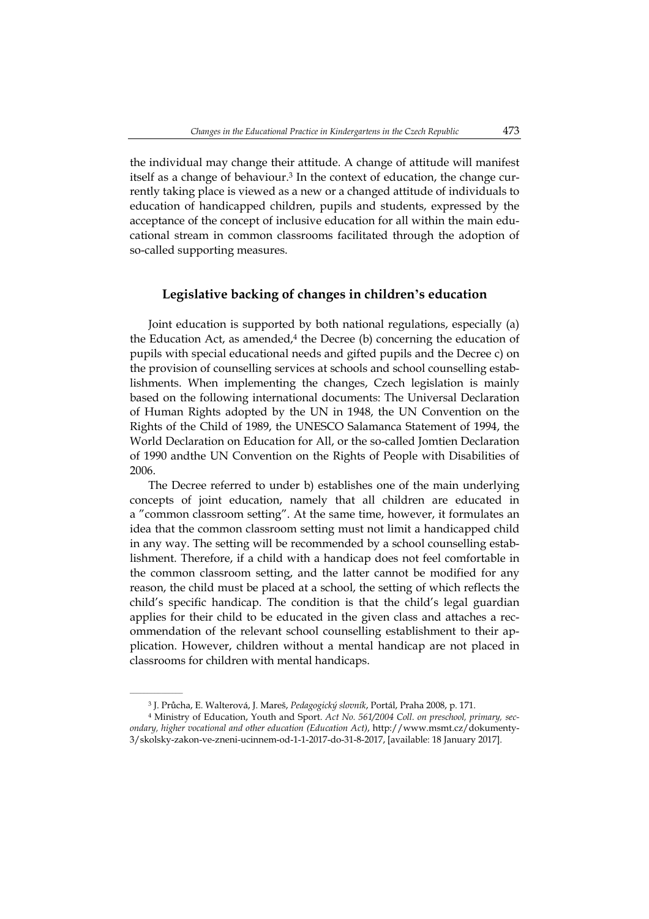the individual may change their attitude. A change of attitude will manifest itself as a change of behaviour.[3] In the context of education, the change currently taking place is viewed as a new or a changed attitude of individuals to education of handicapped children, pupils and students, expressed by the acceptance of the concept of inclusive education for all within the main educational stream in common classrooms facilitated through the adoption of so-called supporting measures.

## Legislative backing of changes in children's education

Joint education is supported by both national regulations, especially (a) the Education Act, as amended,[4] the Decree (b) concerning the education of pupils with special educational needs and gifted pupils and the Decree c) on the provision of counselling services at schools and school counselling establishments. When implementing the changes, Czech legislation is mainly based on the following international documents: The Universal Declaration of Human Rights adopted by the UN in 1948, the UN Convention on the Rights of the Child of 1989, the UNESCO Salamanca Statement of 1994, the World Declaration on Education for All, or the so-called Jomtien Declaration of 1990 andthe UN Convention on the Rights of People with Disabilities of 2006.

The Decree referred to under b) establishes one of the main underlying concepts of joint education, namely that all children are educated in a "common classroom setting". At the same time, however, it formulates an idea that the common classroom setting must not limit a handicapped child in any way. The setting will be recommended by a school counselling establishment. Therefore, if a child with a handicap does not feel comfortable in the common classroom setting, and the latter cannot be modified for any reason, the child must be placed at a school, the setting of which reflects the child's specific handicap. The condition is that the child's legal guardian applies for their child to be educated in the given class and attaches a recommendation of the relevant school counselling establishment to their application. However, children without a mental handicap are not placed in classrooms for children with mental handicaps.

---

[3] J. Průcha, E. Walterová, J. Mareš, *Pedagogický slovník*, Portál, Praha 2008, p. 171.

[4] Ministry of Education, Youth and Sport. *Act No. 561/2004 Coll. on preschool, primary, secondary, higher vocational and other education (Education Act)*, http://www.msmt.cz/dokumenty-3/skolsky-zakon-ve-zneni-ucinnem-od-1-1-2017-do-31-8-2017, [available: 18 January 2017].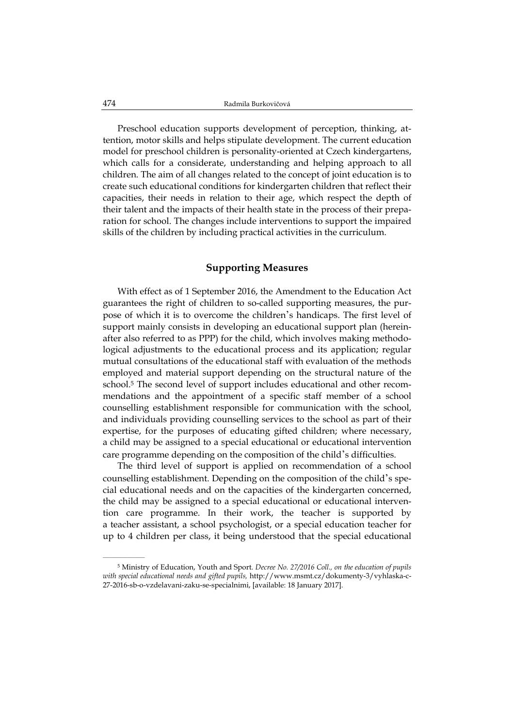Preschool education supports development of perception, thinking, attention, motor skills and helps stipulate development. The current education model for preschool children is personality-oriented at Czech kindergartens, which calls for a considerate, understanding and helping approach to all children. The aim of all changes related to the concept of joint education is to create such educational conditions for kindergarten children that reflect their capacities, their needs in relation to their age, which respect the depth of their talent and the impacts of their health state in the process of their preparation for school. The changes include interventions to support the impaired skills of the children by including practical activities in the curriculum.

## Supporting Measures

With effect as of 1 September 2016, the Amendment to the Education Act guarantees the right of children to so-called supporting measures, the purpose of which it is to overcome the children's handicaps. The first level of support mainly consists in developing an educational support plan (hereinafter also referred to as PPP) for the child, which involves making methodological adjustments to the educational process and its application; regular mutual consultations of the educational staff with evaluation of the methods employed and material support depending on the structural nature of the school.[5] The second level of support includes educational and other recommendations and the appointment of a specific staff member of a school counselling establishment responsible for communication with the school, and individuals providing counselling services to the school as part of their expertise, for the purposes of educating gifted children; where necessary, a child may be assigned to a special educational or educational intervention care programme depending on the composition of the child's difficulties.

The third level of support is applied on recommendation of a school counselling establishment. Depending on the composition of the child's special educational needs and on the capacities of the kindergarten concerned, the child may be assigned to a special educational or educational intervention care programme. In their work, the teacher is supported by a teacher assistant, a school psychologist, or a special education teacher for up to 4 children per class, it being understood that the special educational

[5] Ministry of Education, Youth and Sport. *Decree No. 27/2016 Coll., on the education of pupils with special educational needs and gifted pupils,* http://www.msmt.cz/dokumenty-3/vyhlaska-c-27-2016-sb-o-vzdelavani-zaku-se-specialnimi, [available: 18 January 2017].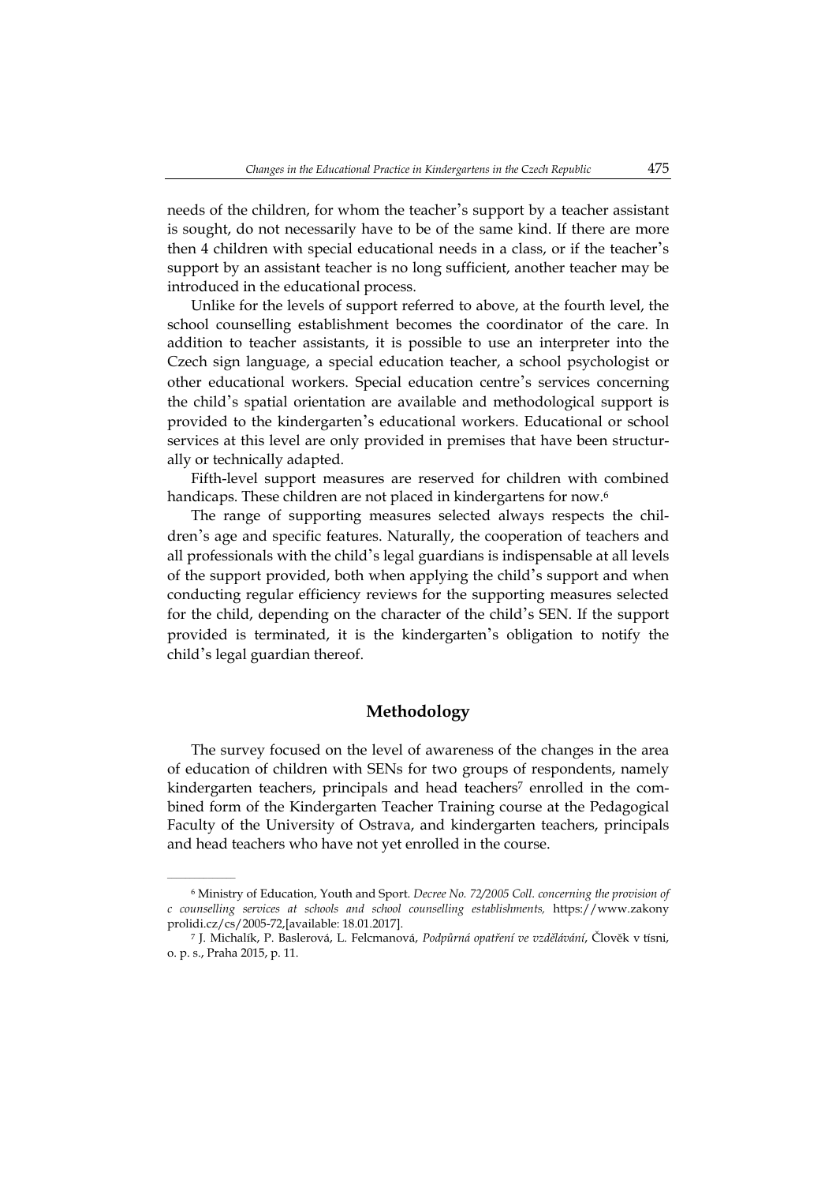needs of the children, for whom the teacher's support by a teacher assistant is sought, do not necessarily have to be of the same kind. If there are more then 4 children with special educational needs in a class, or if the teacher's support by an assistant teacher is no long sufficient, another teacher may be introduced in the educational process.

Unlike for the levels of support referred to above, at the fourth level, the school counselling establishment becomes the coordinator of the care. In addition to teacher assistants, it is possible to use an interpreter into the Czech sign language, a special education teacher, a school psychologist or other educational workers. Special education centre's services concerning the child's spatial orientation are available and methodological support is provided to the kindergarten's educational workers. Educational or school services at this level are only provided in premises that have been structurally or technically adapted.

Fifth-level support measures are reserved for children with combined handicaps. These children are not placed in kindergartens for now.[6]

The range of supporting measures selected always respects the children's age and specific features. Naturally, the cooperation of teachers and all professionals with the child's legal guardians is indispensable at all levels of the support provided, both when applying the child's support and when conducting regular efficiency reviews for the supporting measures selected for the child, depending on the character of the child's SEN. If the support provided is terminated, it is the kindergarten's obligation to notify the child's legal guardian thereof.

## Methodology

The survey focused on the level of awareness of the changes in the area of education of children with SENs for two groups of respondents, namely kindergarten teachers, principals and head teachers[7] enrolled in the combined form of the Kindergarten Teacher Training course at the Pedagogical Faculty of the University of Ostrava, and kindergarten teachers, principals and head teachers who have not yet enrolled in the course.

---

[6] Ministry of Education, Youth and Sport. *Decree No. 72/2005 Coll. concerning the provision of c counselling services at schools and school counselling establishments,* https://www.zakonyprolidi.cz/cs/2005-72,[available: 18.01.2017].

[7] J. Michalík, P. Baslerová, L. Felcmanová, *Podpůrná opatření ve vzdělávání*, Člověk v tísni, o. p. s., Praha 2015, p. 11.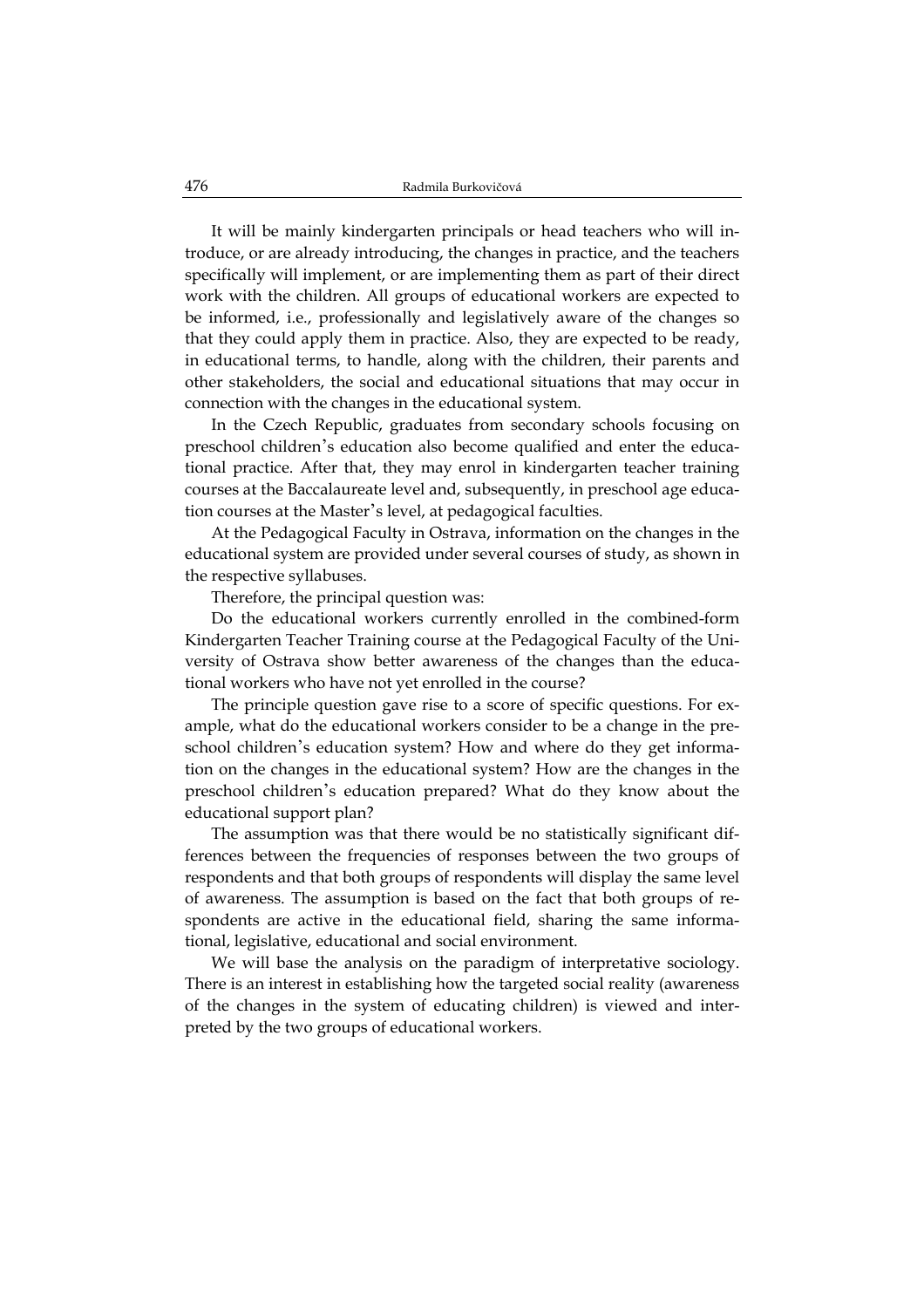It will be mainly kindergarten principals or head teachers who will introduce, or are already introducing, the changes in practice, and the teachers specifically will implement, or are implementing them as part of their direct work with the children. All groups of educational workers are expected to be informed, i.e., professionally and legislatively aware of the changes so that they could apply them in practice. Also, they are expected to be ready, in educational terms, to handle, along with the children, their parents and other stakeholders, the social and educational situations that may occur in connection with the changes in the educational system.

In the Czech Republic, graduates from secondary schools focusing on preschool children's education also become qualified and enter the educational practice. After that, they may enrol in kindergarten teacher training courses at the Baccalaureate level and, subsequently, in preschool age education courses at the Master's level, at pedagogical faculties.

At the Pedagogical Faculty in Ostrava, information on the changes in the educational system are provided under several courses of study, as shown in the respective syllabuses.

Therefore, the principal question was:

Do the educational workers currently enrolled in the combined-form Kindergarten Teacher Training course at the Pedagogical Faculty of the University of Ostrava show better awareness of the changes than the educational workers who have not yet enrolled in the course?

The principle question gave rise to a score of specific questions. For example, what do the educational workers consider to be a change in the preschool children's education system? How and where do they get information on the changes in the educational system? How are the changes in the preschool children's education prepared? What do they know about the educational support plan?

The assumption was that there would be no statistically significant differences between the frequencies of responses between the two groups of respondents and that both groups of respondents will display the same level of awareness. The assumption is based on the fact that both groups of respondents are active in the educational field, sharing the same informational, legislative, educational and social environment.

We will base the analysis on the paradigm of interpretative sociology. There is an interest in establishing how the targeted social reality (awareness of the changes in the system of educating children) is viewed and interpreted by the two groups of educational workers.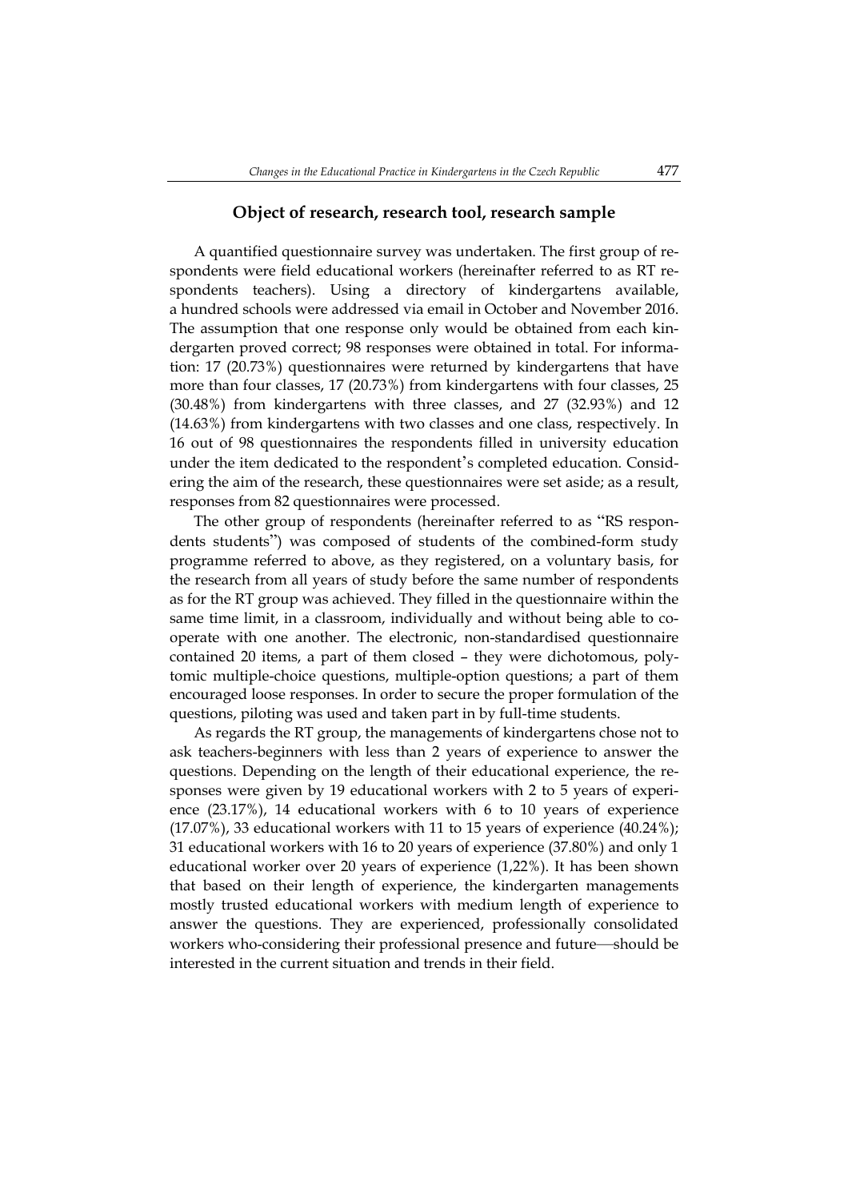## Object of research, research tool, research sample

A quantified questionnaire survey was undertaken. The first group of respondents were field educational workers (hereinafter referred to as RT respondents teachers). Using a directory of kindergartens available, a hundred schools were addressed via email in October and November 2016. The assumption that one response only would be obtained from each kindergarten proved correct; 98 responses were obtained in total. For information: 17 (20.73%) questionnaires were returned by kindergartens that have more than four classes, 17 (20.73%) from kindergartens with four classes, 25 (30.48%) from kindergartens with three classes, and 27 (32.93%) and 12 (14.63%) from kindergartens with two classes and one class, respectively. In 16 out of 98 questionnaires the respondents filled in university education under the item dedicated to the respondent's completed education. Considering the aim of the research, these questionnaires were set aside; as a result, responses from 82 questionnaires were processed.

The other group of respondents (hereinafter referred to as "RS respondents students") was composed of students of the combined-form study programme referred to above, as they registered, on a voluntary basis, for the research from all years of study before the same number of respondents as for the RT group was achieved. They filled in the questionnaire within the same time limit, in a classroom, individually and without being able to cooperate with one another. The electronic, non-standardised questionnaire contained 20 items, a part of them closed – they were dichotomous, polytomic multiple-choice questions, multiple-option questions; a part of them encouraged loose responses. In order to secure the proper formulation of the questions, piloting was used and taken part in by full-time students.

As regards the RT group, the managements of kindergartens chose not to ask teachers-beginners with less than 2 years of experience to answer the questions. Depending on the length of their educational experience, the responses were given by 19 educational workers with 2 to 5 years of experience (23.17%), 14 educational workers with 6 to 10 years of experience (17.07%), 33 educational workers with 11 to 15 years of experience (40.24%); 31 educational workers with 16 to 20 years of experience (37.80%) and only 1 educational worker over 20 years of experience (1,22%). It has been shown that based on their length of experience, the kindergarten managements mostly trusted educational workers with medium length of experience to answer the questions. They are experienced, professionally consolidated workers who-considering their professional presence and future—should be interested in the current situation and trends in their field.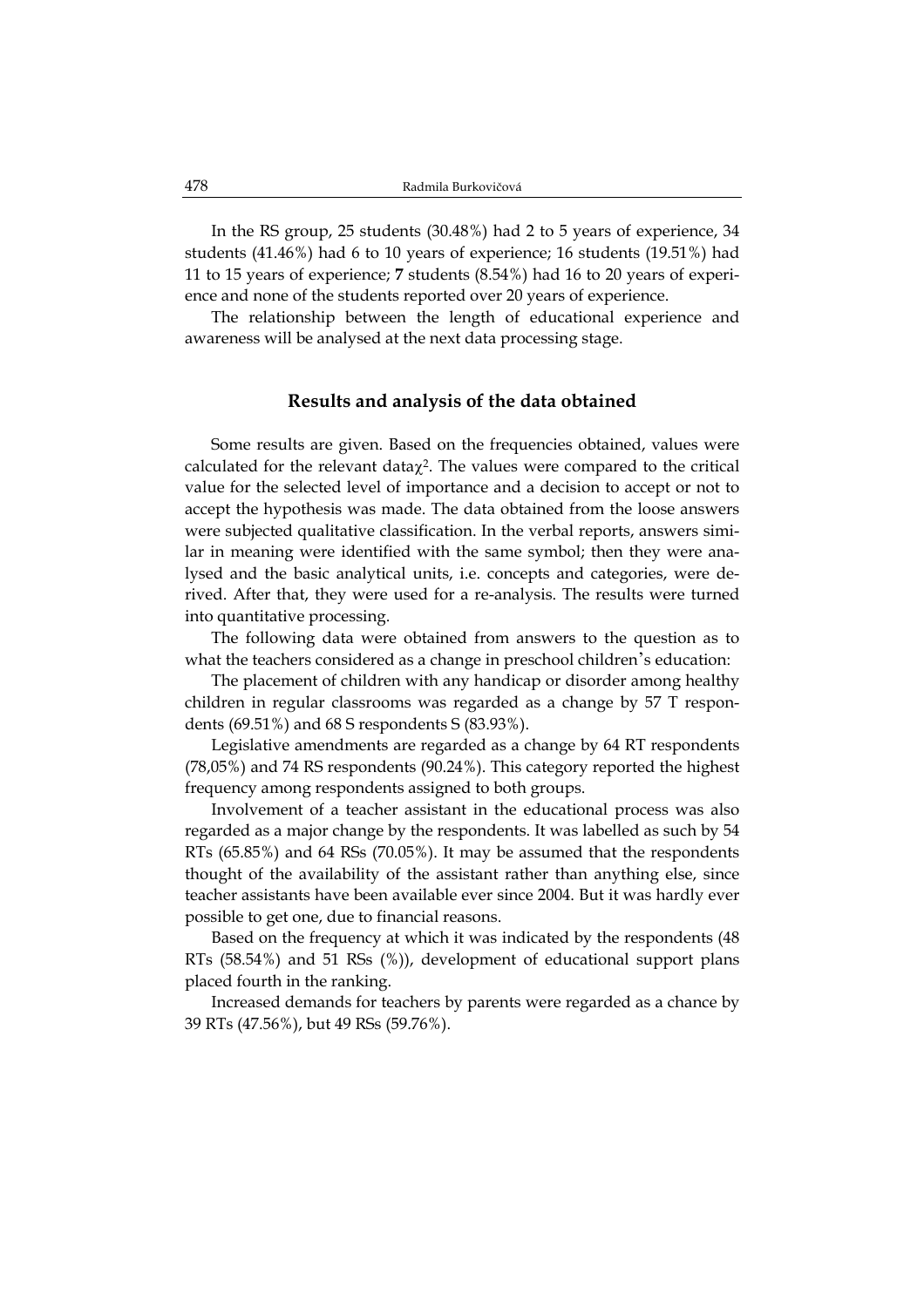In the RS group, 25 students (30.48%) had 2 to 5 years of experience, 34 students (41.46%) had 6 to 10 years of experience; 16 students (19.51%) had 11 to 15 years of experience; **7** students (8.54%) had 16 to 20 years of experience and none of the students reported over 20 years of experience.

The relationship between the length of educational experience and awareness will be analysed at the next data processing stage.

## Results and analysis of the data obtained

Some results are given. Based on the frequencies obtained, values were calculated for the relevant data$\chi^2$. The values were compared to the critical value for the selected level of importance and a decision to accept or not to accept the hypothesis was made. The data obtained from the loose answers were subjected qualitative classification. In the verbal reports, answers similar in meaning were identified with the same symbol; then they were analysed and the basic analytical units, i.e. concepts and categories, were derived. After that, they were used for a re-analysis. The results were turned into quantitative processing.

The following data were obtained from answers to the question as to what the teachers considered as a change in preschool children's education:

The placement of children with any handicap or disorder among healthy children in regular classrooms was regarded as a change by 57 T respondents (69.51%) and 68 S respondents S (83.93%).

Legislative amendments are regarded as a change by 64 RT respondents (78,05%) and 74 RS respondents (90.24%). This category reported the highest frequency among respondents assigned to both groups.

Involvement of a teacher assistant in the educational process was also regarded as a major change by the respondents. It was labelled as such by 54 RTs (65.85%) and 64 RSs (70.05%). It may be assumed that the respondents thought of the availability of the assistant rather than anything else, since teacher assistants have been available ever since 2004. But it was hardly ever possible to get one, due to financial reasons.

Based on the frequency at which it was indicated by the respondents (48 RTs (58.54%) and 51 RSs (%)), development of educational support plans placed fourth in the ranking.

Increased demands for teachers by parents were regarded as a chance by 39 RTs (47.56%), but 49 RSs (59.76%).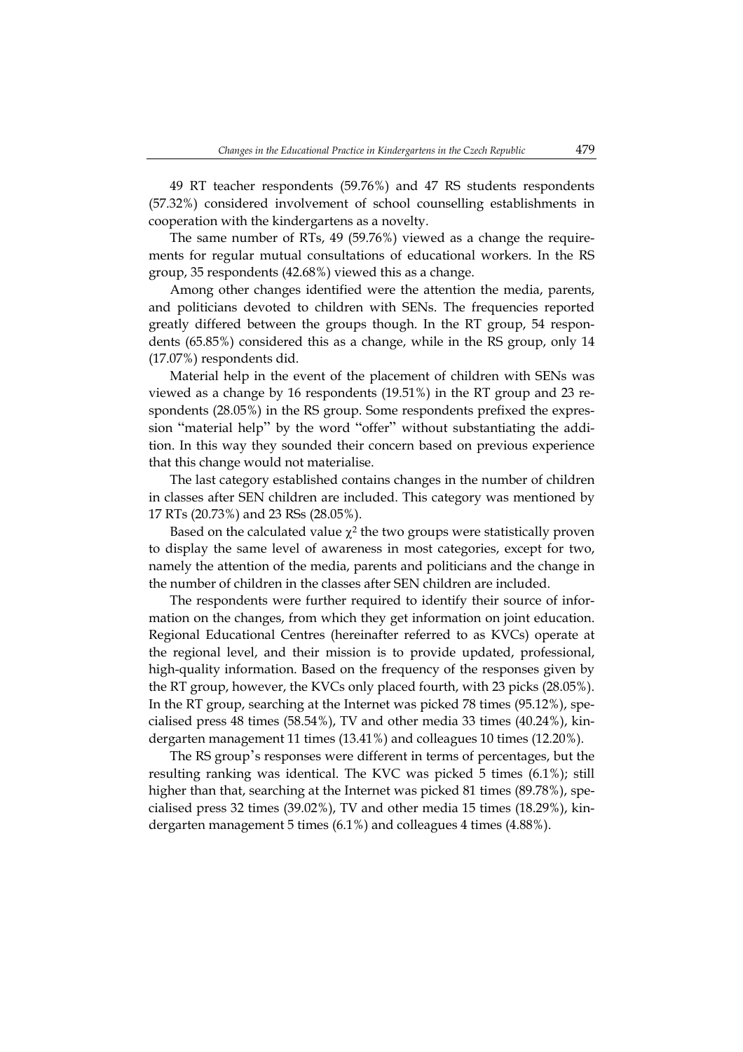49 RT teacher respondents (59.76%) and 47 RS students respondents (57.32%) considered involvement of school counselling establishments in cooperation with the kindergartens as a novelty.

The same number of RTs, 49 (59.76%) viewed as a change the requirements for regular mutual consultations of educational workers. In the RS group, 35 respondents (42.68%) viewed this as a change.

Among other changes identified were the attention the media, parents, and politicians devoted to children with SENs. The frequencies reported greatly differed between the groups though. In the RT group, 54 respondents (65.85%) considered this as a change, while in the RS group, only 14 (17.07%) respondents did.

Material help in the event of the placement of children with SENs was viewed as a change by 16 respondents (19.51%) in the RT group and 23 respondents (28.05%) in the RS group. Some respondents prefixed the expression "material help" by the word "offer" without substantiating the addition. In this way they sounded their concern based on previous experience that this change would not materialise.

The last category established contains changes in the number of children in classes after SEN children are included. This category was mentioned by 17 RTs (20.73%) and 23 RSs (28.05%).

Based on the calculated value $\chi^2$ the two groups were statistically proven to display the same level of awareness in most categories, except for two, namely the attention of the media, parents and politicians and the change in the number of children in the classes after SEN children are included.

The respondents were further required to identify their source of information on the changes, from which they get information on joint education. Regional Educational Centres (hereinafter referred to as KVCs) operate at the regional level, and their mission is to provide updated, professional, high-quality information. Based on the frequency of the responses given by the RT group, however, the KVCs only placed fourth, with 23 picks (28.05%). In the RT group, searching at the Internet was picked 78 times (95.12%), specialised press 48 times (58.54%), TV and other media 33 times (40.24%), kindergarten management 11 times (13.41%) and colleagues 10 times (12.20%).

The RS group's responses were different in terms of percentages, but the resulting ranking was identical. The KVC was picked 5 times (6.1%); still higher than that, searching at the Internet was picked 81 times (89.78%), specialised press 32 times (39.02%), TV and other media 15 times (18.29%), kindergarten management 5 times (6.1%) and colleagues 4 times (4.88%).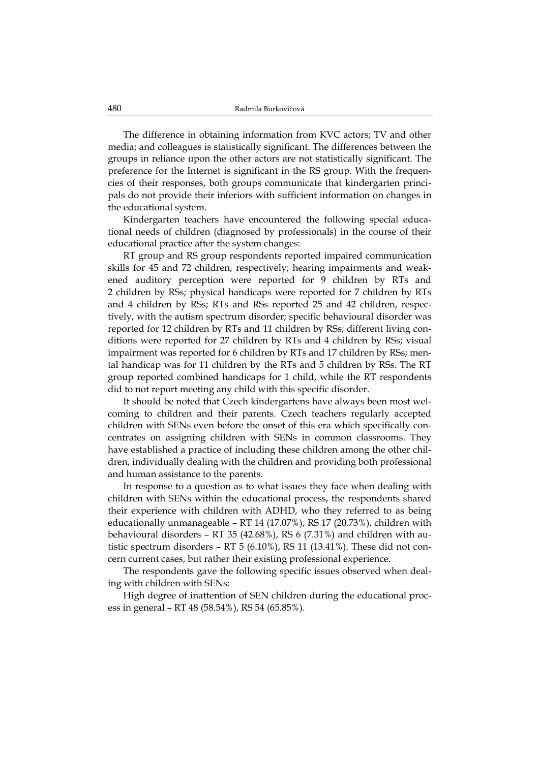The difference in obtaining information from KVC actors; TV and other media; and colleagues is statistically significant. The differences between the groups in reliance upon the other actors are not statistically significant. The preference for the Internet is significant in the RS group. With the frequencies of their responses, both groups communicate that kindergarten principals do not provide their inferiors with sufficient information on changes in the educational system.

Kindergarten teachers have encountered the following special educational needs of children (diagnosed by professionals) in the course of their educational practice after the system changes:

RT group and RS group respondents reported impaired communication skills for 45 and 72 children, respectively; hearing impairments and weakened auditory perception were reported for 9 children by RTs and 2 children by RSs; physical handicaps were reported for 7 children by RTs and 4 children by RSs; RTs and RSs reported 25 and 42 children, respectively, with the autism spectrum disorder; specific behavioural disorder was reported for 12 children by RTs and 11 children by RSs; different living conditions were reported for 27 children by RTs and 4 children by RSs; visual impairment was reported for 6 children by RTs and 17 children by RSs; mental handicap was for 11 children by the RTs and 5 children by RSs. The RT group reported combined handicaps for 1 child, while the RT respondents did to not report meeting any child with this specific disorder.

It should be noted that Czech kindergartens have always been most welcoming to children and their parents. Czech teachers regularly accepted children with SENs even before the onset of this era which specifically concentrates on assigning children with SENs in common classrooms. They have established a practice of including these children among the other children, individually dealing with the children and providing both professional and human assistance to the parents.

In response to a question as to what issues they face when dealing with children with SENs within the educational process, the respondents shared their experience with children with ADHD, who they referred to as being educationally unmanageable – RT 14 (17.07%), RS 17 (20.73%), children with behavioural disorders – RT 35 (42.68%), RS 6 (7.31%) and children with autistic spectrum disorders – RT 5 (6.10%), RS 11 (13.41%). These did not concern current cases, but rather their existing professional experience.

The respondents gave the following specific issues observed when dealing with children with SENs:

High degree of inattention of SEN children during the educational process in general – RT 48 (58.54%), RS 54 (65.85%).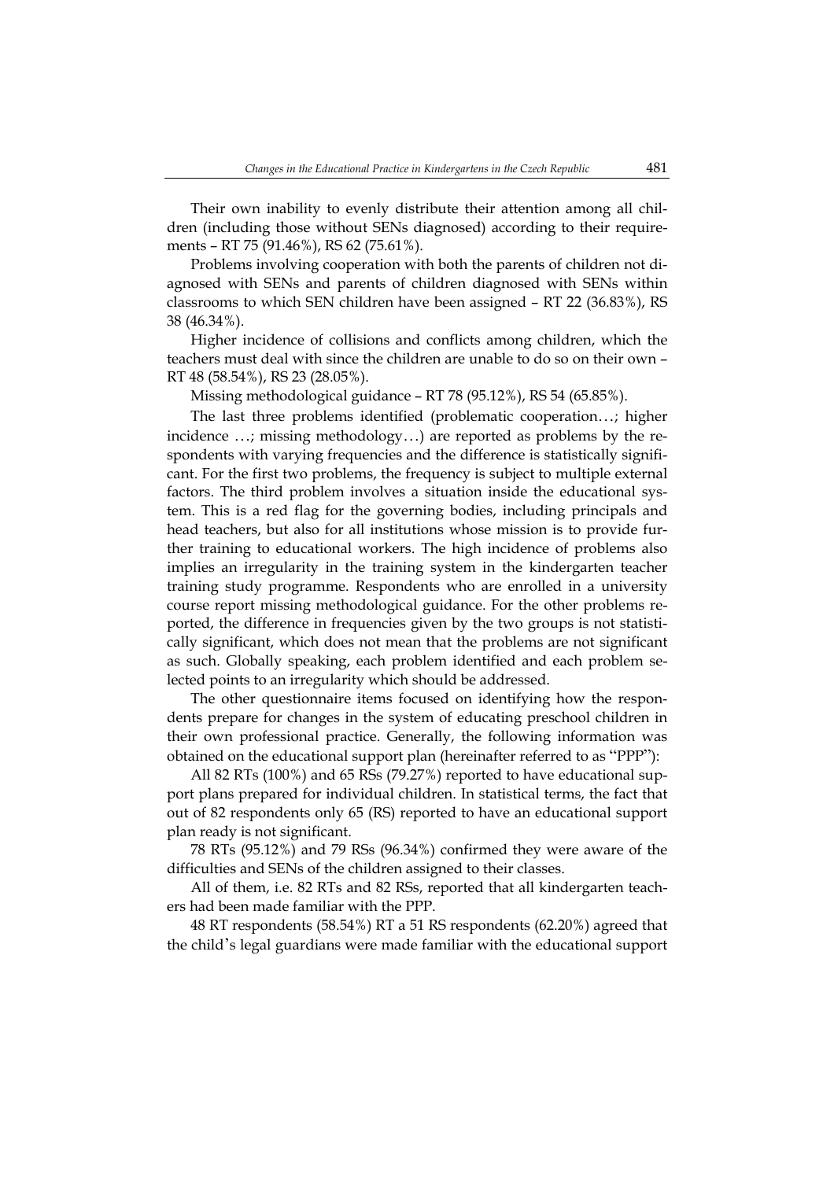Their own inability to evenly distribute their attention among all children (including those without SENs diagnosed) according to their requirements – RT 75 (91.46%), RS 62 (75.61%).

Problems involving cooperation with both the parents of children not diagnosed with SENs and parents of children diagnosed with SENs within classrooms to which SEN children have been assigned – RT 22 (36.83%), RS 38 (46.34%).

Higher incidence of collisions and conflicts among children, which the teachers must deal with since the children are unable to do so on their own – RT 48 (58.54%), RS 23 (28.05%).

Missing methodological guidance – RT 78 (95.12%), RS 54 (65.85%).

The last three problems identified (problematic cooperation…; higher incidence …; missing methodology…) are reported as problems by the respondents with varying frequencies and the difference is statistically significant. For the first two problems, the frequency is subject to multiple external factors. The third problem involves a situation inside the educational system. This is a red flag for the governing bodies, including principals and head teachers, but also for all institutions whose mission is to provide further training to educational workers. The high incidence of problems also implies an irregularity in the training system in the kindergarten teacher training study programme. Respondents who are enrolled in a university course report missing methodological guidance. For the other problems reported, the difference in frequencies given by the two groups is not statistically significant, which does not mean that the problems are not significant as such. Globally speaking, each problem identified and each problem selected points to an irregularity which should be addressed.

The other questionnaire items focused on identifying how the respondents prepare for changes in the system of educating preschool children in their own professional practice. Generally, the following information was obtained on the educational support plan (hereinafter referred to as "PPP"):

All 82 RTs (100%) and 65 RSs (79.27%) reported to have educational support plans prepared for individual children. In statistical terms, the fact that out of 82 respondents only 65 (RS) reported to have an educational support plan ready is not significant.

78 RTs (95.12%) and 79 RSs (96.34%) confirmed they were aware of the difficulties and SENs of the children assigned to their classes.

All of them, i.e. 82 RTs and 82 RSs, reported that all kindergarten teachers had been made familiar with the PPP.

48 RT respondents (58.54%) RT a 51 RS respondents (62.20%) agreed that the child's legal guardians were made familiar with the educational support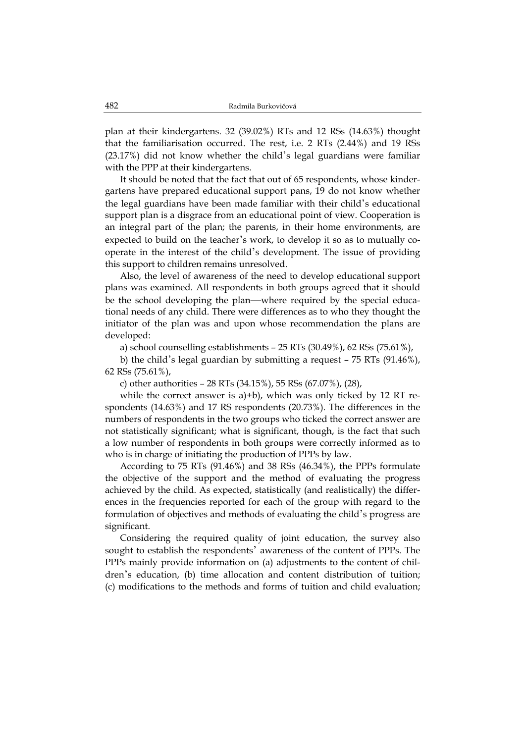plan at their kindergartens. 32 (39.02%) RTs and 12 RSs (14.63%) thought that the familiarisation occurred. The rest, i.e. 2 RTs (2.44%) and 19 RSs (23.17%) did not know whether the child's legal guardians were familiar with the PPP at their kindergartens.

It should be noted that the fact that out of 65 respondents, whose kindergartens have prepared educational support pans, 19 do not know whether the legal guardians have been made familiar with their child's educational support plan is a disgrace from an educational point of view. Cooperation is an integral part of the plan; the parents, in their home environments, are expected to build on the teacher's work, to develop it so as to mutually cooperate in the interest of the child's development. The issue of providing this support to children remains unresolved.

Also, the level of awareness of the need to develop educational support plans was examined. All respondents in both groups agreed that it should be the school developing the plan—where required by the special educational needs of any child. There were differences as to who they thought the initiator of the plan was and upon whose recommendation the plans are developed:

a) school counselling establishments – 25 RTs (30.49%), 62 RSs (75.61%),

b) the child's legal guardian by submitting a request – 75 RTs (91.46%), 62 RSs (75.61%),

c) other authorities – 28 RTs (34.15%), 55 RSs (67.07%), (28),

while the correct answer is a)+b), which was only ticked by 12 RT respondents (14.63%) and 17 RS respondents (20.73%). The differences in the numbers of respondents in the two groups who ticked the correct answer are not statistically significant; what is significant, though, is the fact that such a low number of respondents in both groups were correctly informed as to who is in charge of initiating the production of PPPs by law.

According to 75 RTs (91.46%) and 38 RSs (46.34%), the PPPs formulate the objective of the support and the method of evaluating the progress achieved by the child. As expected, statistically (and realistically) the differences in the frequencies reported for each of the group with regard to the formulation of objectives and methods of evaluating the child's progress are significant.

Considering the required quality of joint education, the survey also sought to establish the respondents' awareness of the content of PPPs. The PPPs mainly provide information on (a) adjustments to the content of children's education, (b) time allocation and content distribution of tuition; (c) modifications to the methods and forms of tuition and child evaluation;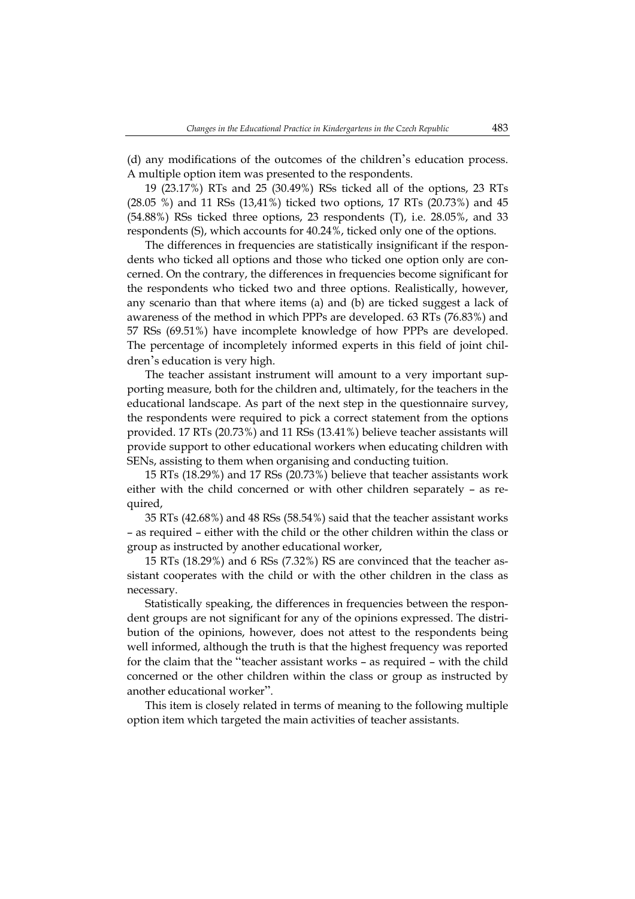(d) any modifications of the outcomes of the children's education process. A multiple option item was presented to the respondents.

19 (23.17%) RTs and 25 (30.49%) RSs ticked all of the options, 23 RTs (28.05 %) and 11 RSs (13,41%) ticked two options, 17 RTs (20.73%) and 45 (54.88%) RSs ticked three options, 23 respondents (T), i.e. 28.05%, and 33 respondents (S), which accounts for 40.24%, ticked only one of the options.

The differences in frequencies are statistically insignificant if the respondents who ticked all options and those who ticked one option only are concerned. On the contrary, the differences in frequencies become significant for the respondents who ticked two and three options. Realistically, however, any scenario than that where items (a) and (b) are ticked suggest a lack of awareness of the method in which PPPs are developed. 63 RTs (76.83%) and 57 RSs (69.51%) have incomplete knowledge of how PPPs are developed. The percentage of incompletely informed experts in this field of joint children's education is very high.

The teacher assistant instrument will amount to a very important supporting measure, both for the children and, ultimately, for the teachers in the educational landscape. As part of the next step in the questionnaire survey, the respondents were required to pick a correct statement from the options provided. 17 RTs (20.73%) and 11 RSs (13.41%) believe teacher assistants will provide support to other educational workers when educating children with SENs, assisting to them when organising and conducting tuition.

15 RTs (18.29%) and 17 RSs (20.73%) believe that teacher assistants work either with the child concerned or with other children separately – as required,

35 RTs (42.68%) and 48 RSs (58.54%) said that the teacher assistant works – as required – either with the child or the other children within the class or group as instructed by another educational worker,

15 RTs (18.29%) and 6 RSs (7.32%) RS are convinced that the teacher assistant cooperates with the child or with the other children in the class as necessary.

Statistically speaking, the differences in frequencies between the respondent groups are not significant for any of the opinions expressed. The distribution of the opinions, however, does not attest to the respondents being well informed, although the truth is that the highest frequency was reported for the claim that the "teacher assistant works – as required – with the child concerned or the other children within the class or group as instructed by another educational worker".

This item is closely related in terms of meaning to the following multiple option item which targeted the main activities of teacher assistants.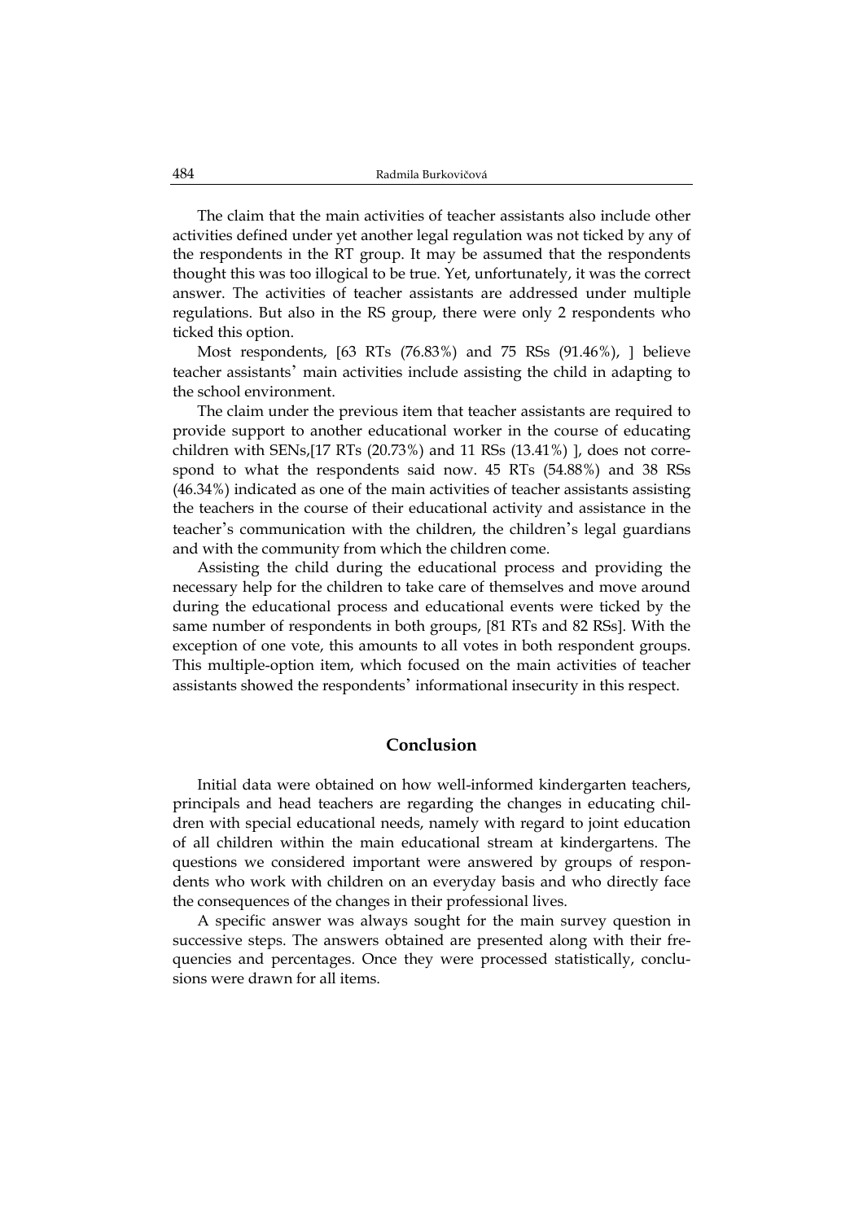The claim that the main activities of teacher assistants also include other activities defined under yet another legal regulation was not ticked by any of the respondents in the RT group. It may be assumed that the respondents thought this was too illogical to be true. Yet, unfortunately, it was the correct answer. The activities of teacher assistants are addressed under multiple regulations. But also in the RS group, there were only 2 respondents who ticked this option.

Most respondents, [63 RTs (76.83%) and 75 RSs (91.46%), ] believe teacher assistants' main activities include assisting the child in adapting to the school environment.

The claim under the previous item that teacher assistants are required to provide support to another educational worker in the course of educating children with SENs,[17 RTs (20.73%) and 11 RSs (13.41%) ], does not correspond to what the respondents said now. 45 RTs (54.88%) and 38 RSs (46.34%) indicated as one of the main activities of teacher assistants assisting the teachers in the course of their educational activity and assistance in the teacher's communication with the children, the children's legal guardians and with the community from which the children come.

Assisting the child during the educational process and providing the necessary help for the children to take care of themselves and move around during the educational process and educational events were ticked by the same number of respondents in both groups, [81 RTs and 82 RSs]. With the exception of one vote, this amounts to all votes in both respondent groups. This multiple-option item, which focused on the main activities of teacher assistants showed the respondents' informational insecurity in this respect.

## Conclusion

Initial data were obtained on how well-informed kindergarten teachers, principals and head teachers are regarding the changes in educating children with special educational needs, namely with regard to joint education of all children within the main educational stream at kindergartens. The questions we considered important were answered by groups of respondents who work with children on an everyday basis and who directly face the consequences of the changes in their professional lives.

A specific answer was always sought for the main survey question in successive steps. The answers obtained are presented along with their frequencies and percentages. Once they were processed statistically, conclusions were drawn for all items.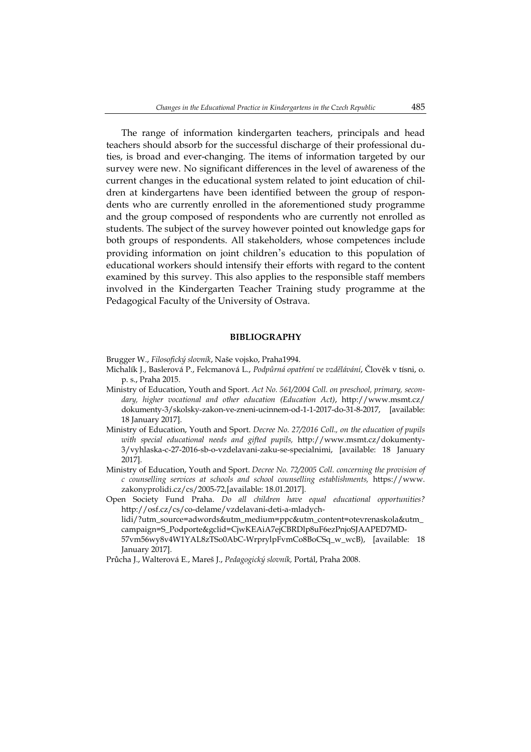The range of information kindergarten teachers, principals and head teachers should absorb for the successful discharge of their professional duties, is broad and ever-changing. The items of information targeted by our survey were new. No significant differences in the level of awareness of the current changes in the educational system related to joint education of children at kindergartens have been identified between the group of respondents who are currently enrolled in the aforementioned study programme and the group composed of respondents who are currently not enrolled as students. The subject of the survey however pointed out knowledge gaps for both groups of respondents. All stakeholders, whose competences include providing information on joint children's education to this population of educational workers should intensify their efforts with regard to the content examined by this survey. This also applies to the responsible staff members involved in the Kindergarten Teacher Training study programme at the Pedagogical Faculty of the University of Ostrava.

## BIBLIOGRAPHY

Brugger W., *Filosofický slovník*, Naše vojsko, Praha1994.

Michalík J., Baslerová P., Felcmanová L., *Podpůrná opatření ve vzdělávání*, Člověk v tísni, o. p. s., Praha 2015.

Ministry of Education, Youth and Sport. *Act No. 561/2004 Coll. on preschool, primary, secondary, higher vocational and other education (Education Act)*, http://www.msmt.cz/dokumenty-3/skolsky-zakon-ve-zneni-ucinnem-od-1-1-2017-do-31-8-2017, [available: 18 January 2017].

Ministry of Education, Youth and Sport. *Decree No. 27/2016 Coll., on the education of pupils with special educational needs and gifted pupils,* http://www.msmt.cz/dokumenty-3/vyhlaska-c-27-2016-sb-o-vzdelavani-zaku-se-specialnimi, [available: 18 January 2017].

Ministry of Education, Youth and Sport. *Decree No. 72/2005 Coll. concerning the provision of c counselling services at schools and school counselling establishments,* https://www.zakonyprolidi.cz/cs/2005-72,[available: 18.01.2017].

Open Society Fund Praha. *Do all children have equal educational opportunities?* http://osf.cz/cs/co-delame/vzdelavani-deti-a-mladych-lidi/?utm_source=adwords&utm_medium=ppc&utm_content=otevrenaskola&utm_campaign=S_Podporte&gclid=CjwKEAiA7ejCBRDlp8uF6ezPnjoSJAAPED7MD-57vm56wy8v4W1YAL8zTSo0AbC-WrprylpFvmCo8BoCSq_w_wcB), [available: 18 January 2017].

Průcha J., Walterová E., Mareš J., *Pedagogický slovník,* Portál, Praha 2008.